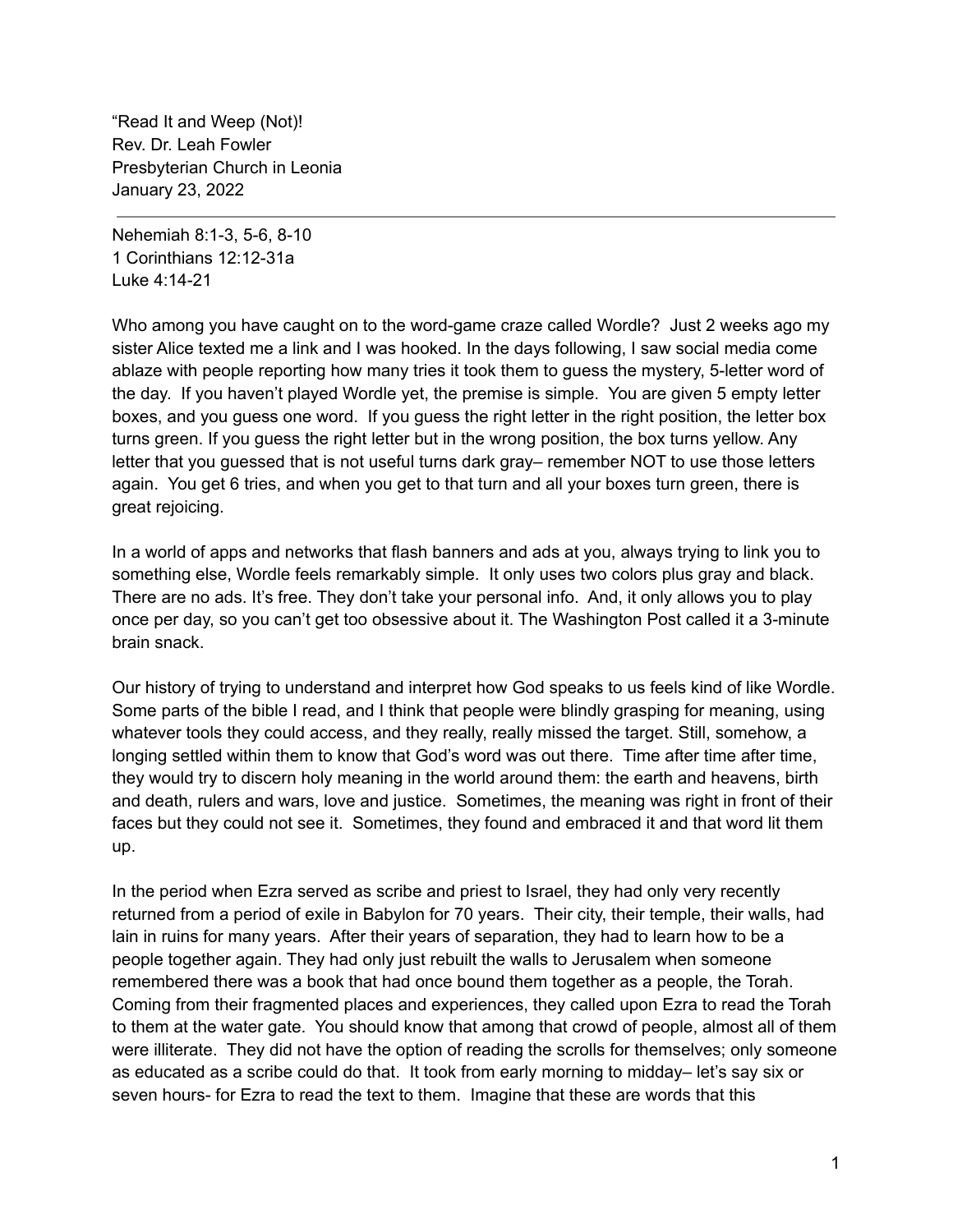“Read It and Weep (Not)!
Rev. Dr. Leah Fowler
Presbyterian Church in Leonia
January 23, 2022

---

Nehemiah 8:1-3, 5-6, 8-10
1 Corinthians 12:12-31a
Luke 4:14-21

Who among you have caught on to the word-game craze called Wordle? Just 2 weeks ago my sister Alice texted me a link and I was hooked. In the days following, I saw social media come ablaze with people reporting how many tries it took them to guess the mystery, 5-letter word of the day. If you haven’t played Wordle yet, the premise is simple. You are given 5 empty letter boxes, and you guess one word. If you guess the right letter in the right position, the letter box turns green. If you guess the right letter but in the wrong position, the box turns yellow. Any letter that you guessed that is not useful turns dark gray– remember NOT to use those letters again. You get 6 tries, and when you get to that turn and all your boxes turn green, there is great rejoicing.

In a world of apps and networks that flash banners and ads at you, always trying to link you to something else, Wordle feels remarkably simple. It only uses two colors plus gray and black. There are no ads. It’s free. They don’t take your personal info. And, it only allows you to play once per day, so you can’t get too obsessive about it. The Washington Post called it a 3-minute brain snack.

Our history of trying to understand and interpret how God speaks to us feels kind of like Wordle. Some parts of the bible I read, and I think that people were blindly grasping for meaning, using whatever tools they could access, and they really, really missed the target. Still, somehow, a longing settled within them to know that God’s word was out there. Time after time after time, they would try to discern holy meaning in the world around them: the earth and heavens, birth and death, rulers and wars, love and justice. Sometimes, the meaning was right in front of their faces but they could not see it. Sometimes, they found and embraced it and that word lit them up.

In the period when Ezra served as scribe and priest to Israel, they had only very recently returned from a period of exile in Babylon for 70 years. Their city, their temple, their walls, had lain in ruins for many years. After their years of separation, they had to learn how to be a people together again. They had only just rebuilt the walls to Jerusalem when someone remembered there was a book that had once bound them together as a people, the Torah. Coming from their fragmented places and experiences, they called upon Ezra to read the Torah to them at the water gate. You should know that among that crowd of people, almost all of them were illiterate. They did not have the option of reading the scrolls for themselves; only someone as educated as a scribe could do that. It took from early morning to midday– let’s say six or seven hours- for Ezra to read the text to them. Imagine that these are words that this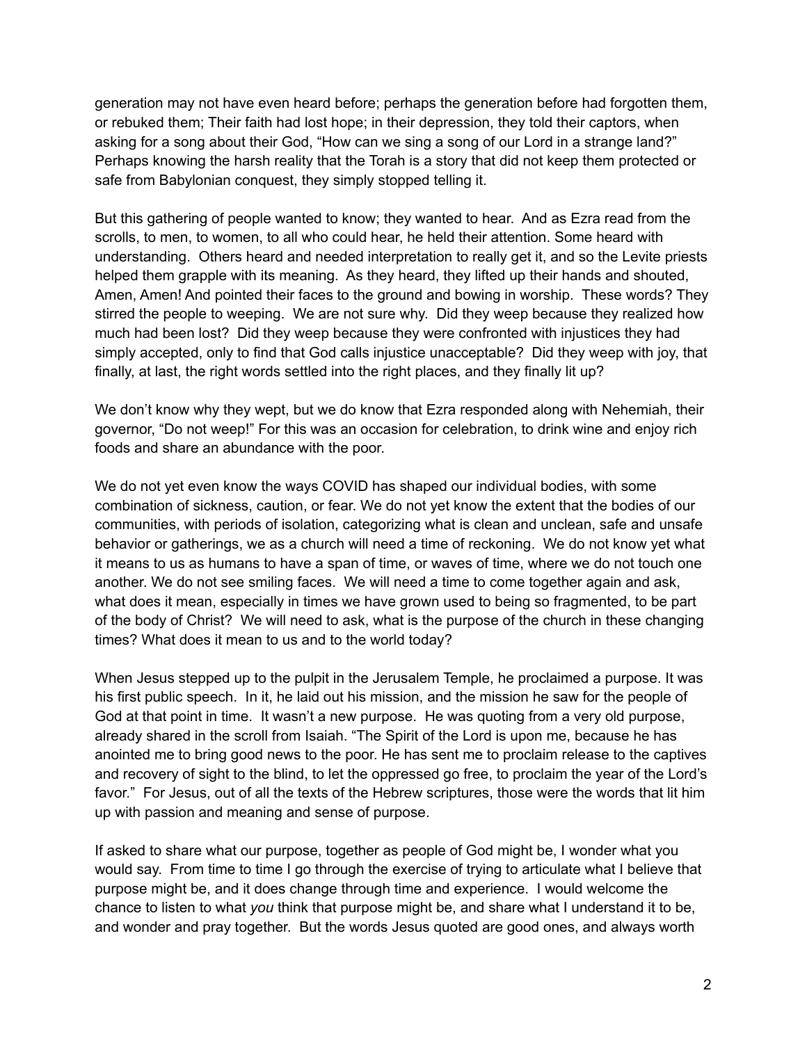generation may not have even heard before; perhaps the generation before had forgotten them, or rebuked them; Their faith had lost hope; in their depression, they told their captors, when asking for a song about their God, "How can we sing a song of our Lord in a strange land?" Perhaps knowing the harsh reality that the Torah is a story that did not keep them protected or safe from Babylonian conquest, they simply stopped telling it.

But this gathering of people wanted to know; they wanted to hear. And as Ezra read from the scrolls, to men, to women, to all who could hear, he held their attention. Some heard with understanding. Others heard and needed interpretation to really get it, and so the Levite priests helped them grapple with its meaning. As they heard, they lifted up their hands and shouted, Amen, Amen! And pointed their faces to the ground and bowing in worship. These words? They stirred the people to weeping. We are not sure why. Did they weep because they realized how much had been lost? Did they weep because they were confronted with injustices they had simply accepted, only to find that God calls injustice unacceptable? Did they weep with joy, that finally, at last, the right words settled into the right places, and they finally lit up?

We don't know why they wept, but we do know that Ezra responded along with Nehemiah, their governor, "Do not weep!" For this was an occasion for celebration, to drink wine and enjoy rich foods and share an abundance with the poor.

We do not yet even know the ways COVID has shaped our individual bodies, with some combination of sickness, caution, or fear. We do not yet know the extent that the bodies of our communities, with periods of isolation, categorizing what is clean and unclean, safe and unsafe behavior or gatherings, we as a church will need a time of reckoning. We do not know yet what it means to us as humans to have a span of time, or waves of time, where we do not touch one another. We do not see smiling faces. We will need a time to come together again and ask, what does it mean, especially in times we have grown used to being so fragmented, to be part of the body of Christ? We will need to ask, what is the purpose of the church in these changing times? What does it mean to us and to the world today?

When Jesus stepped up to the pulpit in the Jerusalem Temple, he proclaimed a purpose. It was his first public speech. In it, he laid out his mission, and the mission he saw for the people of God at that point in time. It wasn't a new purpose. He was quoting from a very old purpose, already shared in the scroll from Isaiah. "The Spirit of the Lord is upon me, because he has anointed me to bring good news to the poor. He has sent me to proclaim release to the captives and recovery of sight to the blind, to let the oppressed go free, to proclaim the year of the Lord's favor." For Jesus, out of all the texts of the Hebrew scriptures, those were the words that lit him up with passion and meaning and sense of purpose.

If asked to share what our purpose, together as people of God might be, I wonder what you would say. From time to time I go through the exercise of trying to articulate what I believe that purpose might be, and it does change through time and experience. I would welcome the chance to listen to what *you* think that purpose might be, and share what I understand it to be, and wonder and pray together. But the words Jesus quoted are good ones, and always worth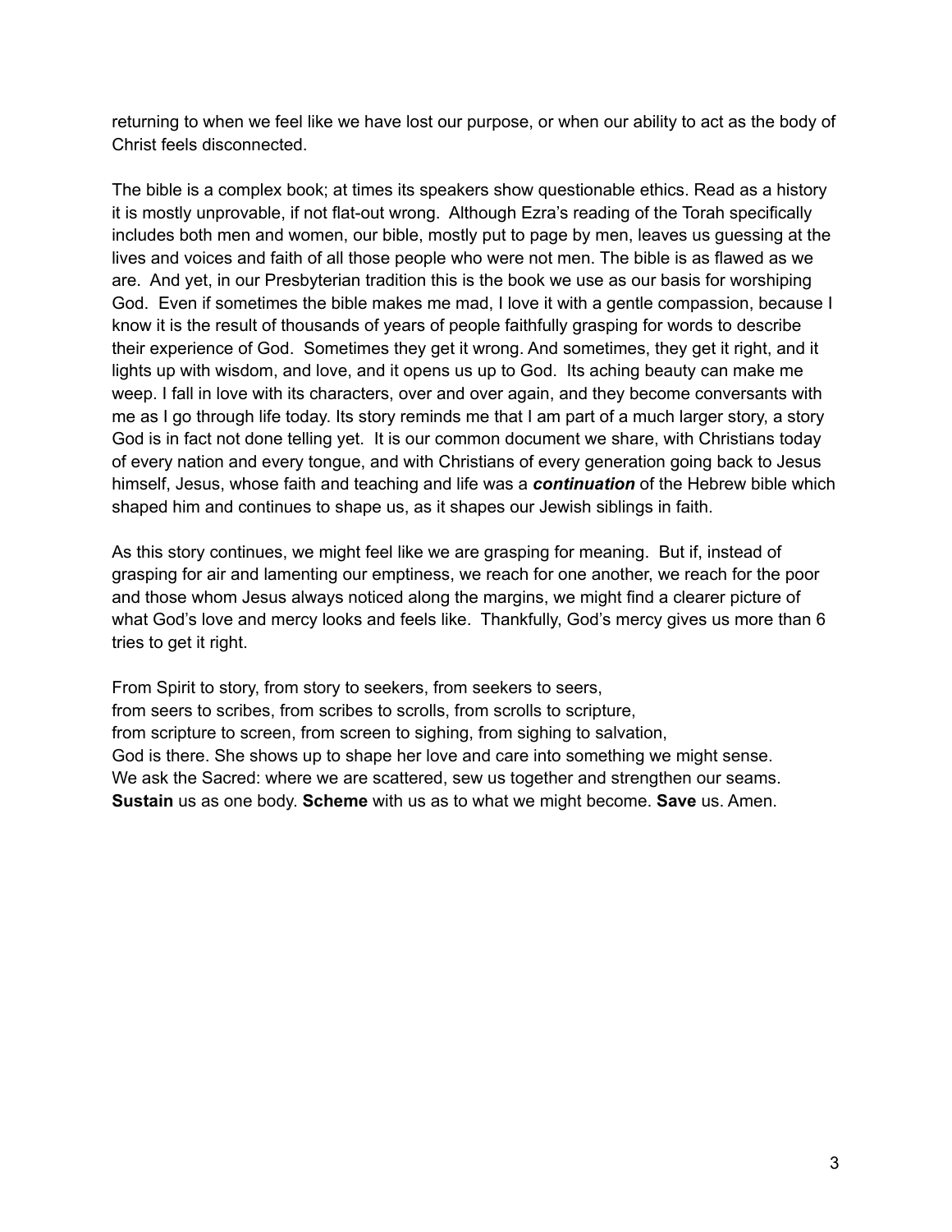returning to when we feel like we have lost our purpose, or when our ability to act as the body of Christ feels disconnected.

The bible is a complex book; at times its speakers show questionable ethics. Read as a history it is mostly unprovable, if not flat-out wrong. Although Ezra's reading of the Torah specifically includes both men and women, our bible, mostly put to page by men, leaves us guessing at the lives and voices and faith of all those people who were not men. The bible is as flawed as we are. And yet, in our Presbyterian tradition this is the book we use as our basis for worshiping God. Even if sometimes the bible makes me mad, I love it with a gentle compassion, because I know it is the result of thousands of years of people faithfully grasping for words to describe their experience of God. Sometimes they get it wrong. And sometimes, they get it right, and it lights up with wisdom, and love, and it opens us up to God. Its aching beauty can make me weep. I fall in love with its characters, over and over again, and they become conversants with me as I go through life today. Its story reminds me that I am part of a much larger story, a story God is in fact not done telling yet. It is our common document we share, with Christians today of every nation and every tongue, and with Christians of every generation going back to Jesus himself, Jesus, whose faith and teaching and life was a ***continuation*** of the Hebrew bible which shaped him and continues to shape us, as it shapes our Jewish siblings in faith.

As this story continues, we might feel like we are grasping for meaning. But if, instead of grasping for air and lamenting our emptiness, we reach for one another, we reach for the poor and those whom Jesus always noticed along the margins, we might find a clearer picture of what God's love and mercy looks and feels like. Thankfully, God's mercy gives us more than 6 tries to get it right.

From Spirit to story, from story to seekers, from seekers to seers,
from seers to scribes, from scribes to scrolls, from scrolls to scripture,
from scripture to screen, from screen to sighing, from sighing to salvation,
God is there. She shows up to shape her love and care into something we might sense.
We ask the Sacred: where we are scattered, sew us together and strengthen our seams.
**Sustain** us as one body. **Scheme** with us as to what we might become. **Save** us. Amen.